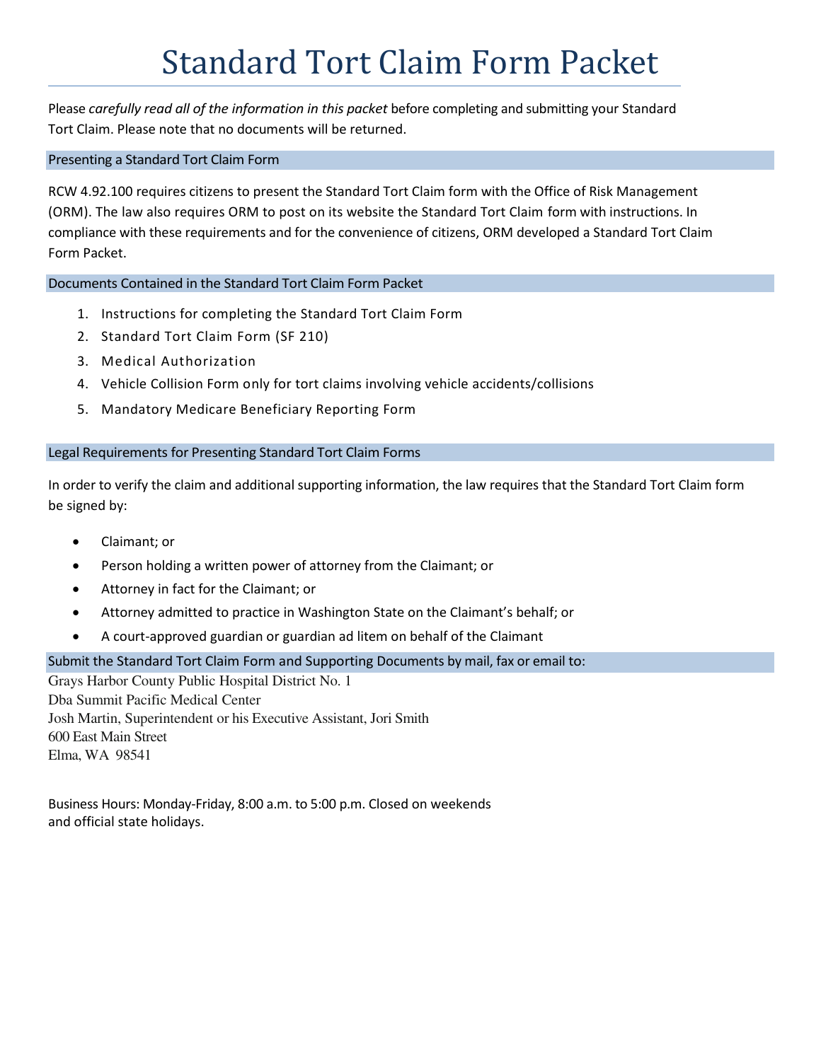# Standard Tort Claim Form Packet

Please *carefully read all of the information in this packet* before completing and submitting your Standard Tort Claim. Please note that no documents will be returned.

## Presenting a Standard Tort Claim Form

RCW 4.92.100 requires citizens to present the Standard Tort Claim form with the Office of Risk Management (ORM). The law also requires ORM to post on its website the Standard Tort Claim form with instructions. In compliance with these requirements and for the convenience of citizens, ORM developed a Standard Tort Claim Form Packet.

## Documents Contained in the Standard Tort Claim Form Packet

1. Instructions for completing the Standard Tort Claim Form
2. Standard Tort Claim Form (SF 210)
3. Medical Authorization
4. Vehicle Collision Form only for tort claims involving vehicle accidents/collisions
5. Mandatory Medicare Beneficiary Reporting Form

## Legal Requirements for Presenting Standard Tort Claim Forms

In order to verify the claim and additional supporting information, the law requires that the Standard Tort Claim form be signed by:

- Claimant; or
- Person holding a written power of attorney from the Claimant; or
- Attorney in fact for the Claimant; or
- Attorney admitted to practice in Washington State on the Claimant's behalf; or
- A court-approved guardian or guardian ad litem on behalf of the Claimant

## Submit the Standard Tort Claim Form and Supporting Documents by mail, fax or email to:

Grays Harbor County Public Hospital District No. 1
Dba Summit Pacific Medical Center
Josh Martin, Superintendent or his Executive Assistant, Jori Smith
600 East Main Street
Elma, WA 98541

Business Hours: Monday-Friday, 8:00 a.m. to 5:00 p.m. Closed on weekends and official state holidays.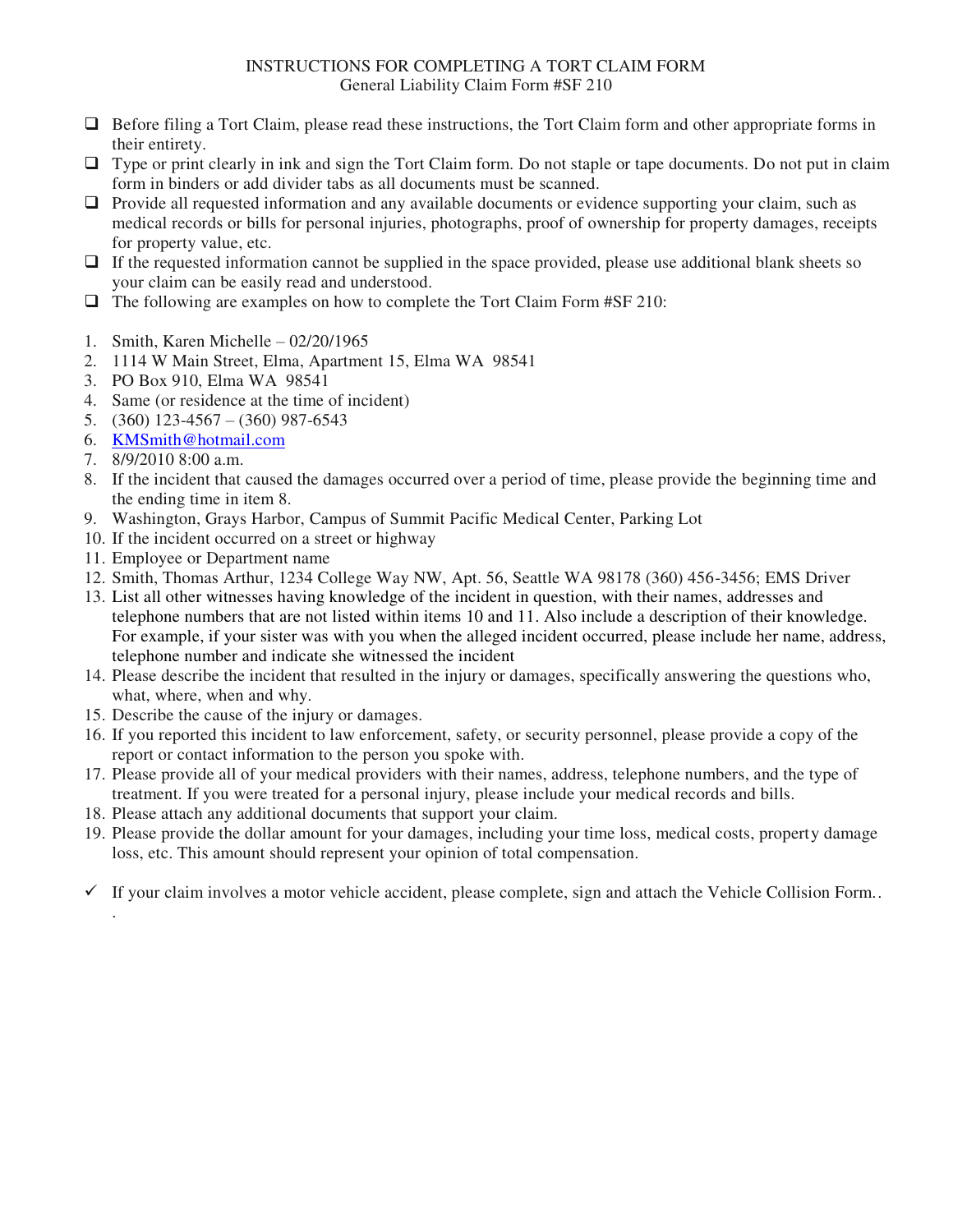# INSTRUCTIONS FOR COMPLETING A TORT CLAIM FORM

General Liability Claim Form #SF 210

- ❑ Before filing a Tort Claim, please read these instructions, the Tort Claim form and other appropriate forms in their entirety.
- ❑ Type or print clearly in ink and sign the Tort Claim form. Do not staple or tape documents. Do not put in claim form in binders or add divider tabs as all documents must be scanned.
- ❑ Provide all requested information and any available documents or evidence supporting your claim, such as medical records or bills for personal injuries, photographs, proof of ownership for property damages, receipts for property value, etc.
- ❑ If the requested information cannot be supplied in the space provided, please use additional blank sheets so your claim can be easily read and understood.
- ❑ The following are examples on how to complete the Tort Claim Form #SF 210:

1. Smith, Karen Michelle – 02/20/1965
2. 1114 W Main Street, Elma, Apartment 15, Elma WA 98541
3. PO Box 910, Elma WA 98541
4. Same (or residence at the time of incident)
5. (360) 123-4567 – (360) 987-6543
6. KMSmith@hotmail.com
7. 8/9/2010 8:00 a.m.
8. If the incident that caused the damages occurred over a period of time, please provide the beginning time and the ending time in item 8.
9. Washington, Grays Harbor, Campus of Summit Pacific Medical Center, Parking Lot
10. If the incident occurred on a street or highway
11. Employee or Department name
12. Smith, Thomas Arthur, 1234 College Way NW, Apt. 56, Seattle WA 98178 (360) 456-3456; EMS Driver
13. List all other witnesses having knowledge of the incident in question, with their names, addresses and telephone numbers that are not listed within items 10 and 11. Also include a description of their knowledge. For example, if your sister was with you when the alleged incident occurred, please include her name, address, telephone number and indicate she witnessed the incident
14. Please describe the incident that resulted in the injury or damages, specifically answering the questions who, what, where, when and why.
15. Describe the cause of the injury or damages.
16. If you reported this incident to law enforcement, safety, or security personnel, please provide a copy of the report or contact information to the person you spoke with.
17. Please provide all of your medical providers with their names, address, telephone numbers, and the type of treatment. If you were treated for a personal injury, please include your medical records and bills.
18. Please attach any additional documents that support your claim.
19. Please provide the dollar amount for your damages, including your time loss, medical costs, property damage loss, etc. This amount should represent your opinion of total compensation.

- ✓ If your claim involves a motor vehicle accident, please complete, sign and attach the Vehicle Collision Form.. .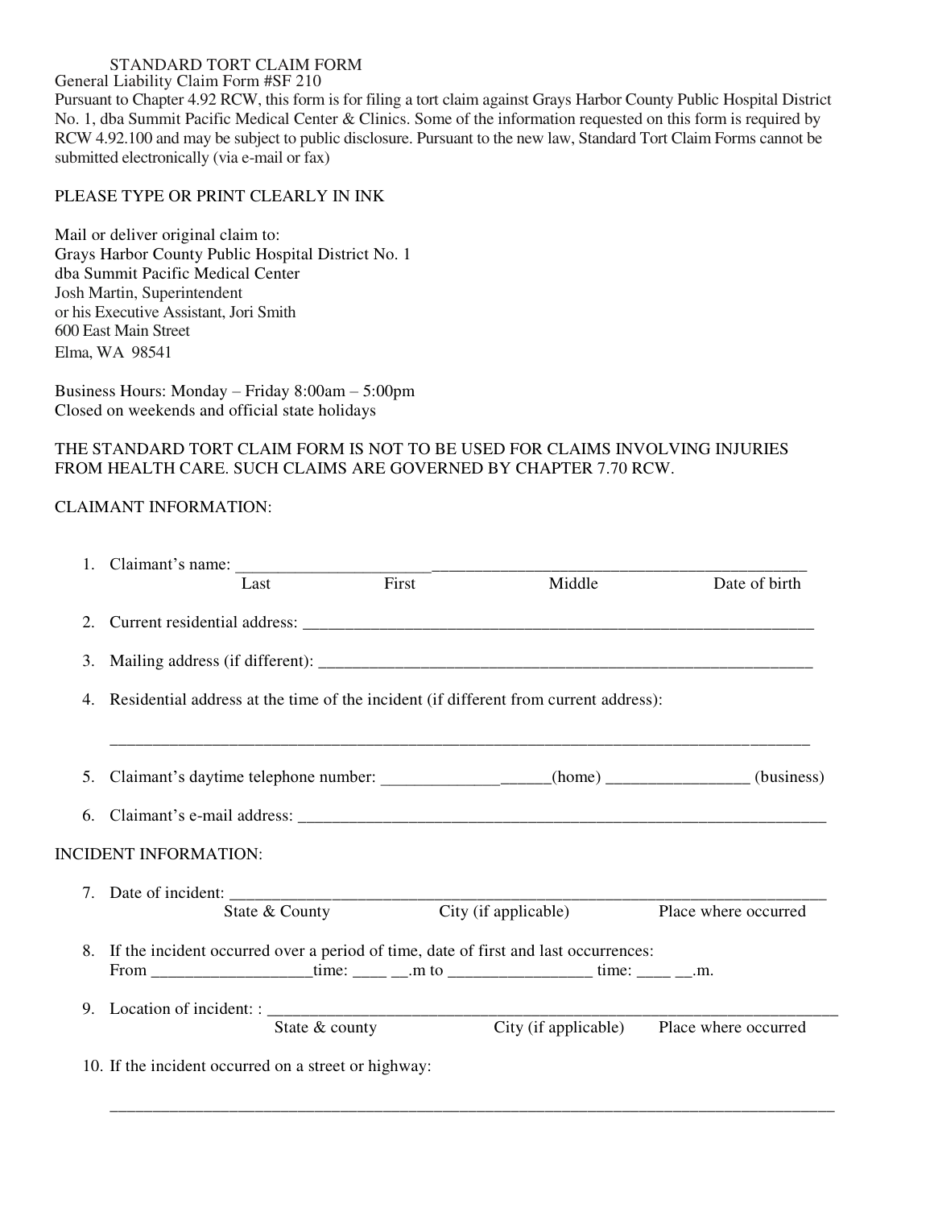STANDARD TORT CLAIM FORM

General Liability Claim Form #SF 210

Pursuant to Chapter 4.92 RCW, this form is for filing a tort claim against Grays Harbor County Public Hospital District No. 1, dba Summit Pacific Medical Center & Clinics. Some of the information requested on this form is required by RCW 4.92.100 and may be subject to public disclosure. Pursuant to the new law, Standard Tort Claim Forms cannot be submitted electronically (via e-mail or fax)

PLEASE TYPE OR PRINT CLEARLY IN INK

Mail or deliver original claim to:
Grays Harbor County Public Hospital District No. 1
dba Summit Pacific Medical Center
Josh Martin, Superintendent
or his Executive Assistant, Jori Smith
600 East Main Street
Elma, WA 98541

Business Hours: Monday – Friday 8:00am – 5:00pm
Closed on weekends and official state holidays

THE STANDARD TORT CLAIM FORM IS NOT TO BE USED FOR CLAIMS INVOLVING INJURIES FROM HEALTH CARE. SUCH CLAIMS ARE GOVERNED BY CHAPTER 7.70 RCW.

CLAIMANT INFORMATION:

1. Claimant's name: ______________________________________________________________
   Last First Middle Date of birth
2. Current residential address: ______________________________________________________________
3. Mailing address (if different): ______________________________________________________________
4. Residential address at the time of the incident (if different from current address):

   ______________________________________________________________
5. Claimant's daytime telephone number: ____________________(home) ________________ (business)
6. Claimant's e-mail address: ______________________________________________________________

INCIDENT INFORMATION:

7. Date of incident: ______________________________________________________________
   State & County City (if applicable) Place where occurred
8. If the incident occurred over a period of time, date of first and last occurrences:
   From __________________time: ____ __.m to ________________ time: ____ __.m.
9. Location of incident: : ______________________________________________________________
   State & county City (if applicable) Place where occurred
10. If the incident occurred on a street or highway:

    ______________________________________________________________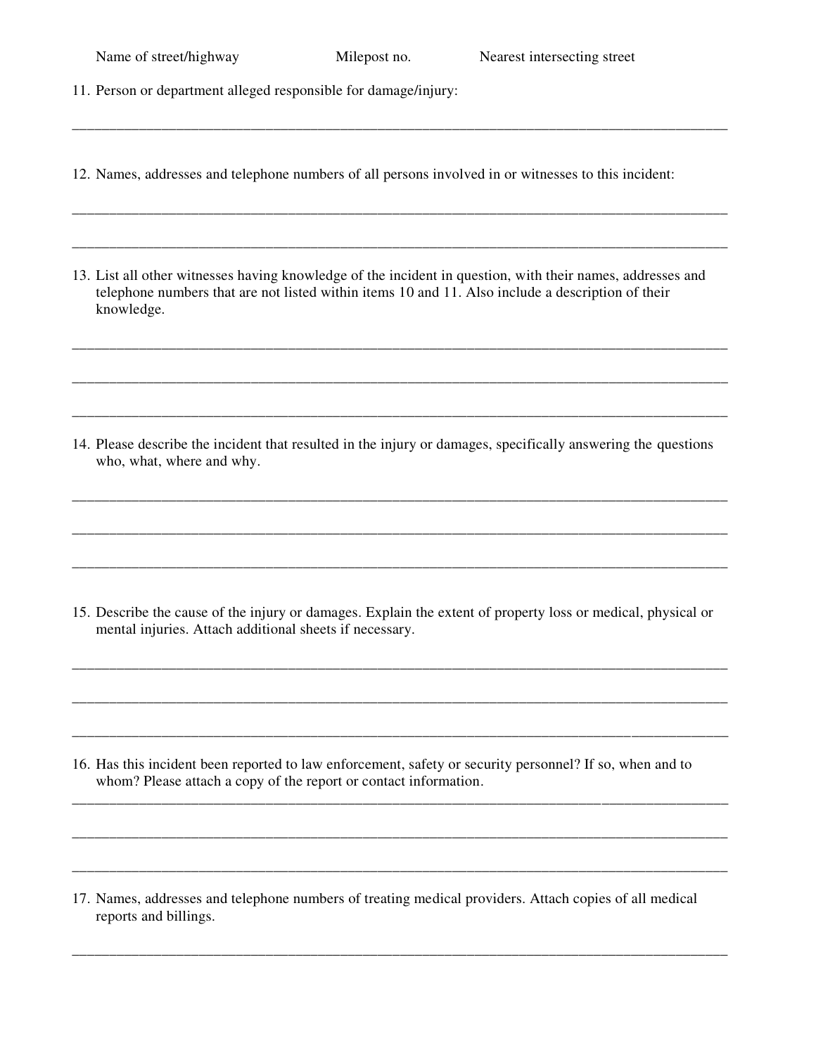Name of street/highway Milepost no. Nearest intersecting street

11. Person or department alleged responsible for damage/injury:

______________________________________________________________________________

12. Names, addresses and telephone numbers of all persons involved in or witnesses to this incident:

______________________________________________________________________________

______________________________________________________________________________

13. List all other witnesses having knowledge of the incident in question, with their names, addresses and telephone numbers that are not listed within items 10 and 11. Also include a description of their knowledge.

______________________________________________________________________________

______________________________________________________________________________

______________________________________________________________________________

14. Please describe the incident that resulted in the injury or damages, specifically answering the questions who, what, where and why.

______________________________________________________________________________

______________________________________________________________________________

______________________________________________________________________________

15. Describe the cause of the injury or damages. Explain the extent of property loss or medical, physical or mental injuries. Attach additional sheets if necessary.

______________________________________________________________________________

______________________________________________________________________________

______________________________________________________________________________

16. Has this incident been reported to law enforcement, safety or security personnel? If so, when and to whom? Please attach a copy of the report or contact information.

______________________________________________________________________________

______________________________________________________________________________

______________________________________________________________________________

17. Names, addresses and telephone numbers of treating medical providers. Attach copies of all medical reports and billings.

______________________________________________________________________________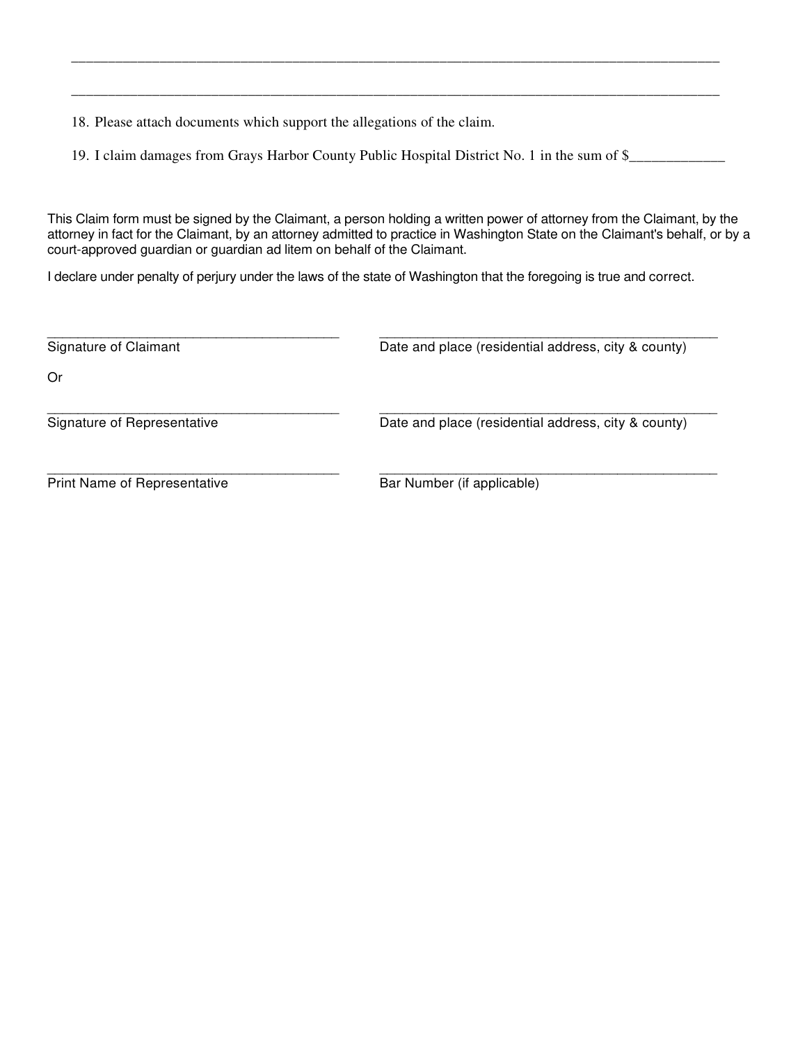\_\_\_\_\_\_\_\_\_\_\_\_\_\_\_\_\_\_\_\_\_\_\_\_\_\_\_\_\_\_\_\_\_\_\_\_\_\_\_\_\_\_\_\_\_\_\_\_\_\_\_\_\_\_\_\_\_\_\_\_\_\_\_\_\_\_\_\_\_\_\_\_\_\_\_\_\_\_\_\_

\_\_\_\_\_\_\_\_\_\_\_\_\_\_\_\_\_\_\_\_\_\_\_\_\_\_\_\_\_\_\_\_\_\_\_\_\_\_\_\_\_\_\_\_\_\_\_\_\_\_\_\_\_\_\_\_\_\_\_\_\_\_\_\_\_\_\_\_\_\_\_\_\_\_\_\_\_\_\_\_

18. Please attach documents which support the allegations of the claim.

19. I claim damages from Grays Harbor County Public Hospital District No. 1 in the sum of $\_\_\_\_\_\_\_\_\_\_\_\_

This Claim form must be signed by the Claimant, a person holding a written power of attorney from the Claimant, by the attorney in fact for the Claimant, by an attorney admitted to practice in Washington State on the Claimant's behalf, or by a court-approved guardian or guardian ad litem on behalf of the Claimant.

I declare under penalty of perjury under the laws of the state of Washington that the foregoing is true and correct.

\_\_\_\_\_\_\_\_\_\_\_\_\_\_\_\_\_\_\_\_\_\_\_\_\_\_\_\_\_\_\_\_\_\_\_\_\_\_\_\_ \_\_\_\_\_\_\_\_\_\_\_\_\_\_\_\_\_\_\_\_\_\_\_\_\_\_\_\_\_\_\_\_\_\_\_\_\_\_\_\_\_\_\_\_\_\_
Signature of Claimant Date and place (residential address, city & county)

Or

\_\_\_\_\_\_\_\_\_\_\_\_\_\_\_\_\_\_\_\_\_\_\_\_\_\_\_\_\_\_\_\_\_\_\_\_\_\_\_\_ \_\_\_\_\_\_\_\_\_\_\_\_\_\_\_\_\_\_\_\_\_\_\_\_\_\_\_\_\_\_\_\_\_\_\_\_\_\_\_\_\_\_\_\_\_\_
Signature of Representative Date and place (residential address, city & county)

\_\_\_\_\_\_\_\_\_\_\_\_\_\_\_\_\_\_\_\_\_\_\_\_\_\_\_\_\_\_\_\_\_\_\_\_\_\_\_\_ \_\_\_\_\_\_\_\_\_\_\_\_\_\_\_\_\_\_\_\_\_\_\_\_\_\_\_\_\_\_\_\_\_\_\_\_\_\_\_\_\_\_\_\_\_\_
Print Name of Representative Bar Number (if applicable)